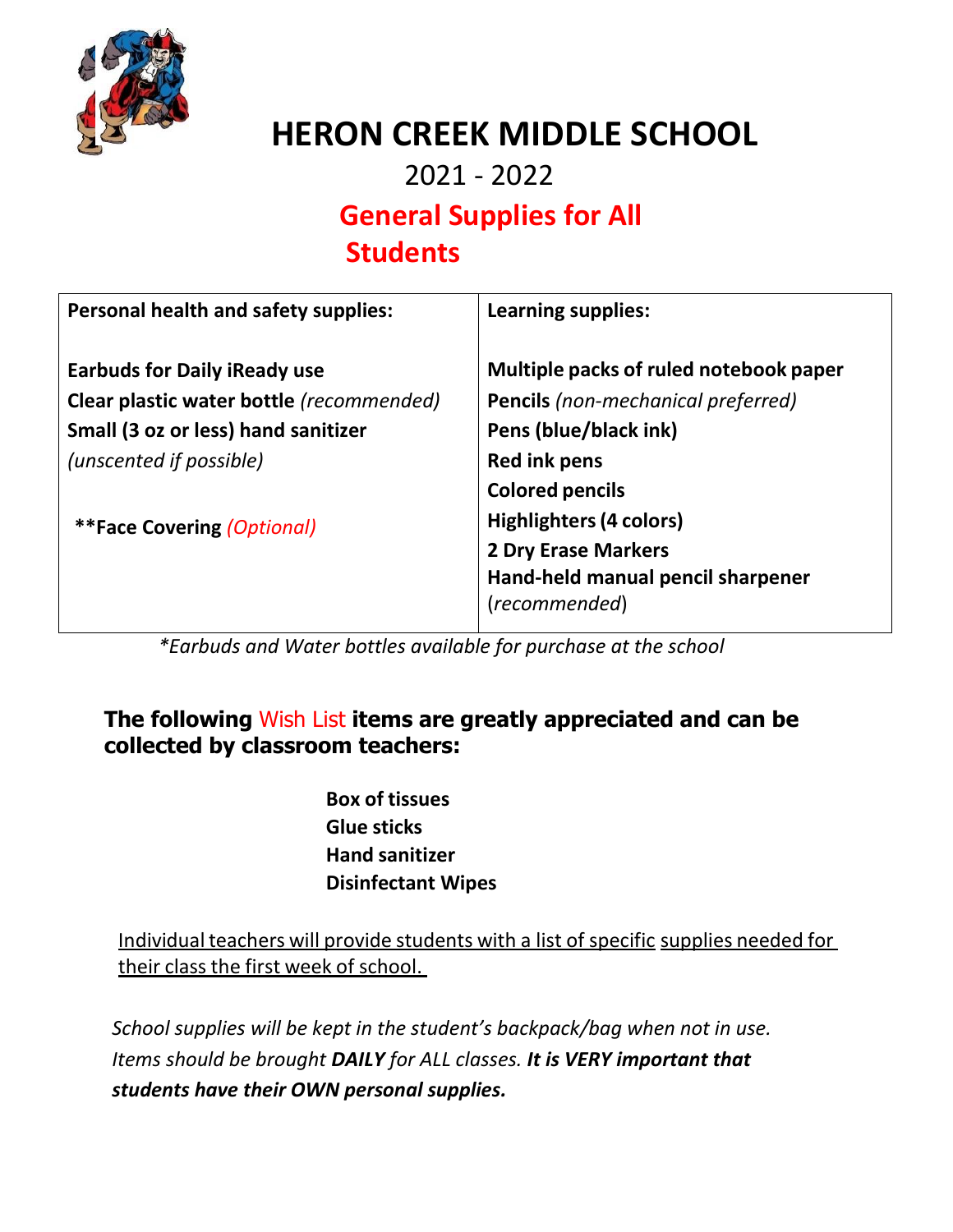# HERON CREEK MIDDLE SCHOOL

## 2021 - 2022

## General Supplies for All Students

| Personal health and safety supplies: | Learning supplies: |
|---|---|
| **Earbuds for Daily iReady use**<br>**Clear plastic water bottle** *(recommended)*<br>**Small (3 oz or less) hand sanitizer** *(unscented if possible)*<br><br>**\*\*Face Covering** *(Optional)* | **Multiple packs of ruled notebook paper**<br>**Pencils** *(non-mechanical preferred)*<br>**Pens (blue/black ink)**<br>**Red ink pens**<br>**Colored pencils**<br>**Highlighters (4 colors)**<br>**2 Dry Erase Markers**<br>**Hand-held manual pencil sharpener** (*recommended*) |

*\*Earbuds and Water bottles available for purchase at the school*

**The following** Wish List **items are greatly appreciated and can be collected by classroom teachers:**

**Box of tissues**
**Glue sticks**
**Hand sanitizer**
**Disinfectant Wipes**

<u>Individual teachers will provide students with a list of specific supplies needed for their class the first week of school.</u>

*School supplies will be kept in the student's backpack/bag when not in use. Items should be brought **DAILY** for ALL classes. **It is VERY important that students have their OWN personal supplies.***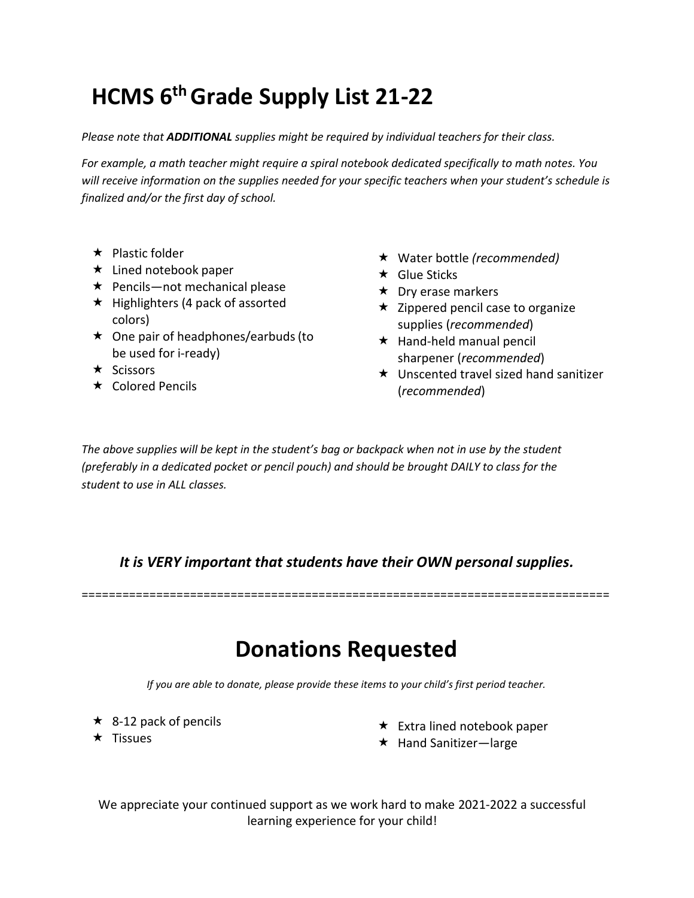# HCMS 6th Grade Supply List 21-22

*Please note that **ADDITIONAL** supplies might be required by individual teachers for their class.*

*For example, a math teacher might require a spiral notebook dedicated specifically to math notes. You will receive information on the supplies needed for your specific teachers when your student's schedule is finalized and/or the first day of school.*

- Plastic folder
- Lined notebook paper
- Pencils—not mechanical please
- Highlighters (4 pack of assorted colors)
- One pair of headphones/earbuds (to be used for i-ready)
- Scissors
- Colored Pencils
- Water bottle *(recommended)*
- Glue Sticks
- Dry erase markers
- Zippered pencil case to organize supplies (*recommended*)
- Hand-held manual pencil sharpener (*recommended*)
- Unscented travel sized hand sanitizer (*recommended*)

*The above supplies will be kept in the student's bag or backpack when not in use by the student (preferably in a dedicated pocket or pencil pouch) and should be brought DAILY to class for the student to use in ALL classes.*

***It is VERY important that students have their OWN personal supplies.***

================================================================================

# Donations Requested

*If you are able to donate, please provide these items to your child's first period teacher.*

- 8-12 pack of pencils
- Tissues
- Extra lined notebook paper
- Hand Sanitizer—large

We appreciate your continued support as we work hard to make 2021-2022 a successful learning experience for your child!